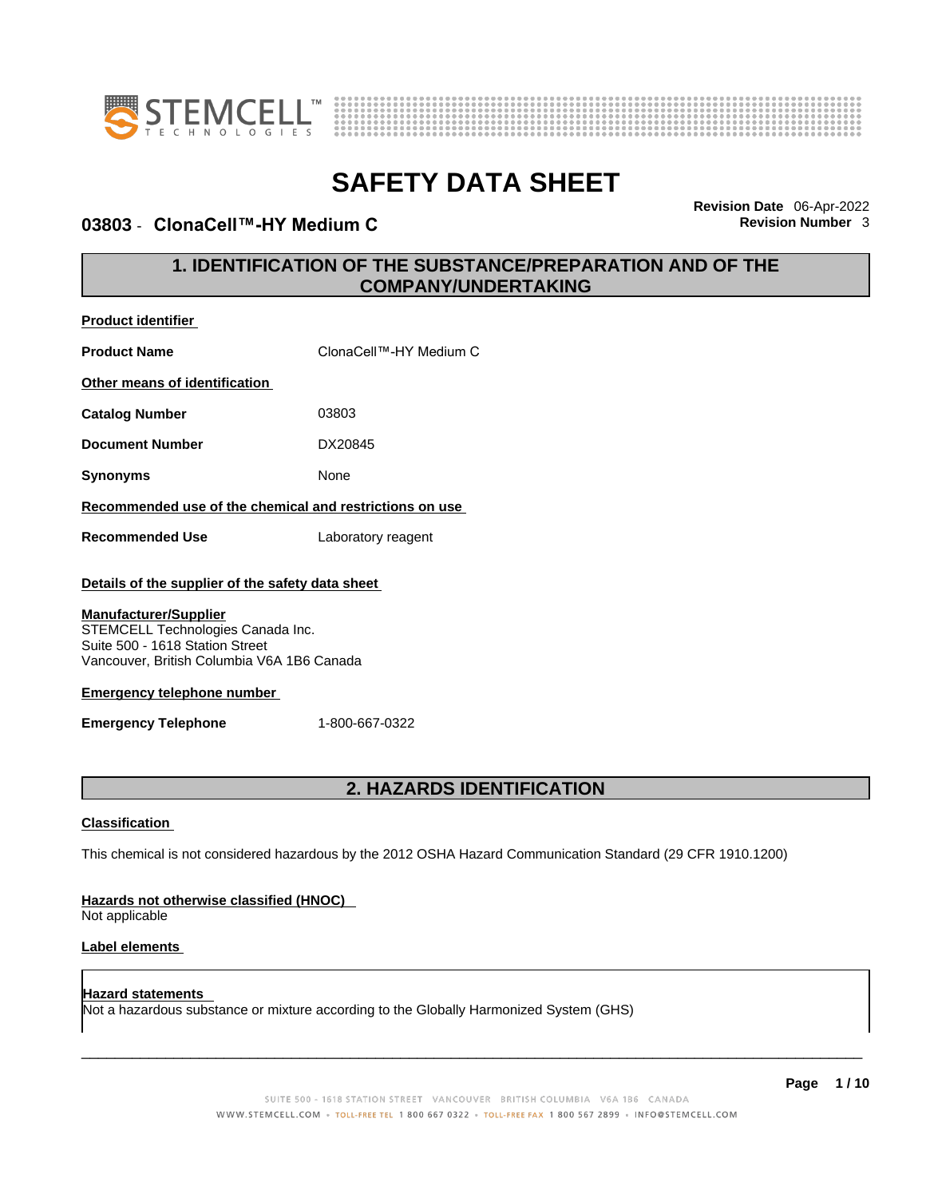# SAFETY DATA SHEET

## 03803 - ClonaCell™-HY Medium C

**Revision Date** 06-Apr-2022
**Revision Number** 3

## 1. IDENTIFICATION OF THE SUBSTANCE/PREPARATION AND OF THE COMPANY/UNDERTAKING

**Product identifier**

| | |
|---|---|
| **Product Name** | ClonaCell™-HY Medium C |

**Other means of identification**

| | |
|---|---|
| **Catalog Number** | 03803 |
| **Document Number** | DX20845 |
| **Synonyms** | None |

**Recommended use of the chemical and restrictions on use**

| | |
|---|---|
| **Recommended Use** | Laboratory reagent |

**Details of the supplier of the safety data sheet**

**Manufacturer/Supplier**
STEMCELL Technologies Canada Inc.
Suite 500 - 1618 Station Street
Vancouver, British Columbia V6A 1B6 Canada

**Emergency telephone number**

| | |
|---|---|
| **Emergency Telephone** | 1-800-667-0322 |

## 2. HAZARDS IDENTIFICATION

**Classification**

This chemical is not considered hazardous by the 2012 OSHA Hazard Communication Standard (29 CFR 1910.1200)

**Hazards not otherwise classified (HNOC)**
Not applicable

**Label elements**

**Hazard statements**
Not a hazardous substance or mixture according to the Globally Harmonized System (GHS)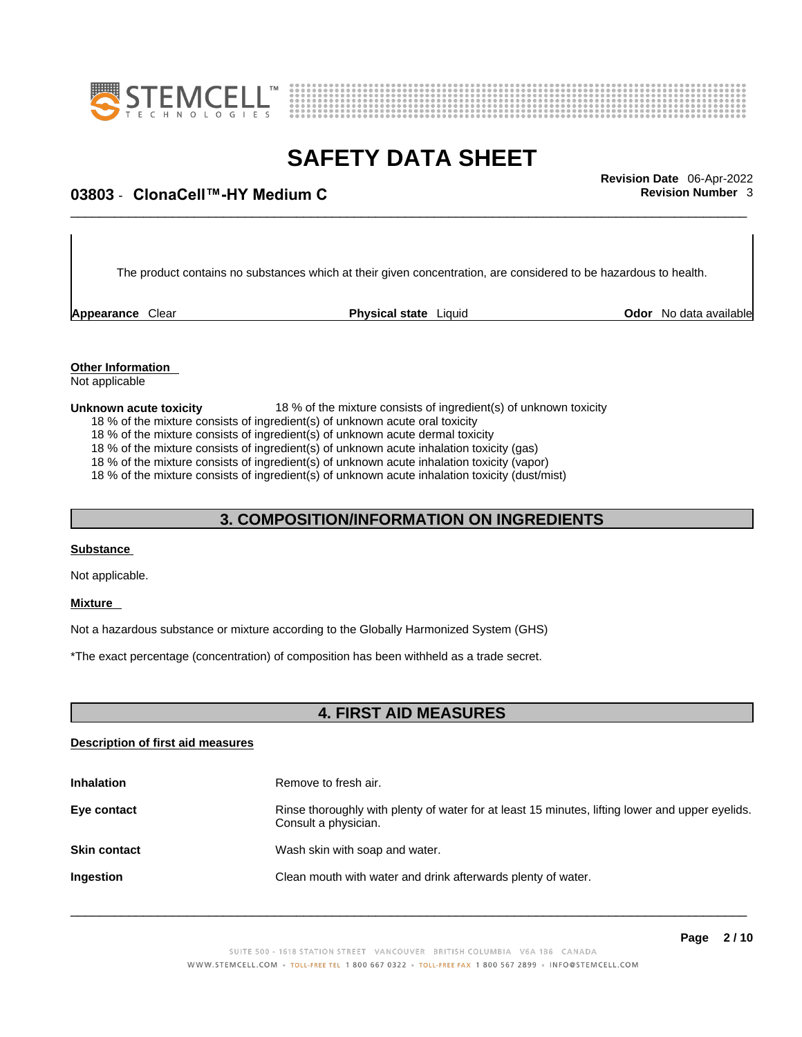The product contains no substances which at their given concentration, are considered to be hazardous to health.

**Appearance** Clear **Physical state** Liquid **Odor** No data available

**Other Information**

Not applicable

**Unknown acute toxicity** 18 % of the mixture consists of ingredient(s) of unknown toxicity

18 % of the mixture consists of ingredient(s) of unknown acute oral toxicity
18 % of the mixture consists of ingredient(s) of unknown acute dermal toxicity
18 % of the mixture consists of ingredient(s) of unknown acute inhalation toxicity (gas)
18 % of the mixture consists of ingredient(s) of unknown acute inhalation toxicity (vapor)
18 % of the mixture consists of ingredient(s) of unknown acute inhalation toxicity (dust/mist)

## 3. COMPOSITION/INFORMATION ON INGREDIENTS

**Substance**

Not applicable.

**Mixture**

Not a hazardous substance or mixture according to the Globally Harmonized System (GHS)

*The exact percentage (concentration) of composition has been withheld as a trade secret.

## 4. FIRST AID MEASURES

**Description of first aid measures**

**Inhalation** Remove to fresh air.

**Eye contact** Rinse thoroughly with plenty of water for at least 15 minutes, lifting lower and upper eyelids. Consult a physician.

**Skin contact** Wash skin with soap and water.

**Ingestion** Clean mouth with water and drink afterwards plenty of water.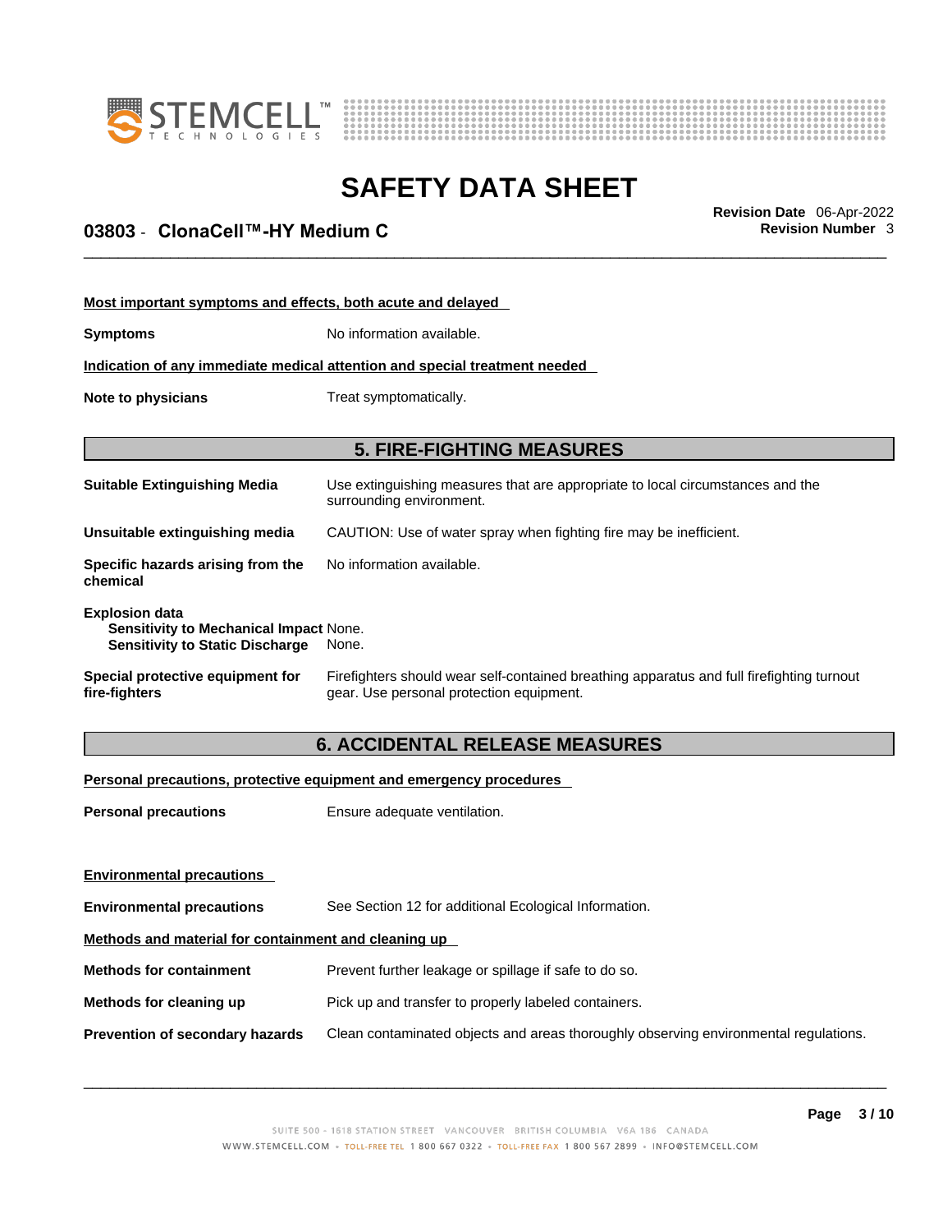**Most important symptoms and effects, both acute and delayed**

**Symptoms** No information available.

**Indication of any immediate medical attention and special treatment needed**

**Note to physicians** Treat symptomatically.

## 5. FIRE-FIGHTING MEASURES

**Suitable Extinguishing Media** Use extinguishing measures that are appropriate to local circumstances and the surrounding environment.

**Unsuitable extinguishing media** CAUTION: Use of water spray when fighting fire may be inefficient.

**Specific hazards arising from the chemical** No information available.

**Explosion data**
**Sensitivity to Mechanical Impact** None.
**Sensitivity to Static Discharge** None.

**Special protective equipment for fire-fighters** Firefighters should wear self-contained breathing apparatus and full firefighting turnout gear. Use personal protection equipment.

## 6. ACCIDENTAL RELEASE MEASURES

**Personal precautions, protective equipment and emergency procedures**

**Personal precautions** Ensure adequate ventilation.

**Environmental precautions**

**Environmental precautions** See Section 12 for additional Ecological Information.

**Methods and material for containment and cleaning up**

**Methods for containment** Prevent further leakage or spillage if safe to do so.

**Methods for cleaning up** Pick up and transfer to properly labeled containers.

**Prevention of secondary hazards** Clean contaminated objects and areas thoroughly observing environmental regulations.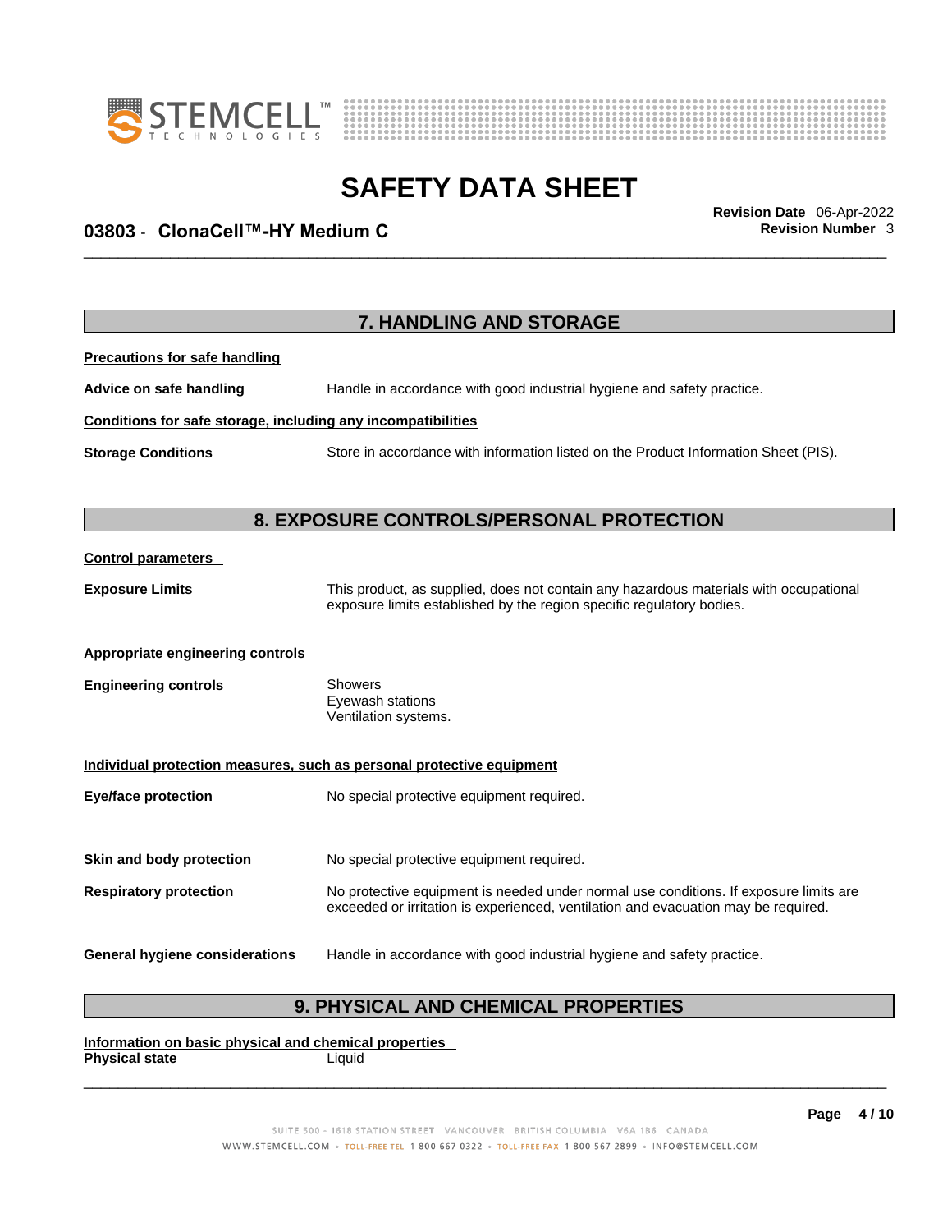## 7. HANDLING AND STORAGE

**Precautions for safe handling**

**Advice on safe handling** Handle in accordance with good industrial hygiene and safety practice.

**Conditions for safe storage, including any incompatibilities**

**Storage Conditions** Store in accordance with information listed on the Product Information Sheet (PIS).

## 8. EXPOSURE CONTROLS/PERSONAL PROTECTION

**Control parameters**

**Exposure Limits** This product, as supplied, does not contain any hazardous materials with occupational exposure limits established by the region specific regulatory bodies.

**Appropriate engineering controls**

**Engineering controls** Showers
Eyewash stations
Ventilation systems.

**Individual protection measures, such as personal protective equipment**

**Eye/face protection** No special protective equipment required.

**Skin and body protection** No special protective equipment required.

**Respiratory protection** No protective equipment is needed under normal use conditions. If exposure limits are exceeded or irritation is experienced, ventilation and evacuation may be required.

**General hygiene considerations** Handle in accordance with good industrial hygiene and safety practice.

## 9. PHYSICAL AND CHEMICAL PROPERTIES

**Information on basic physical and chemical properties**

**Physical state** Liquid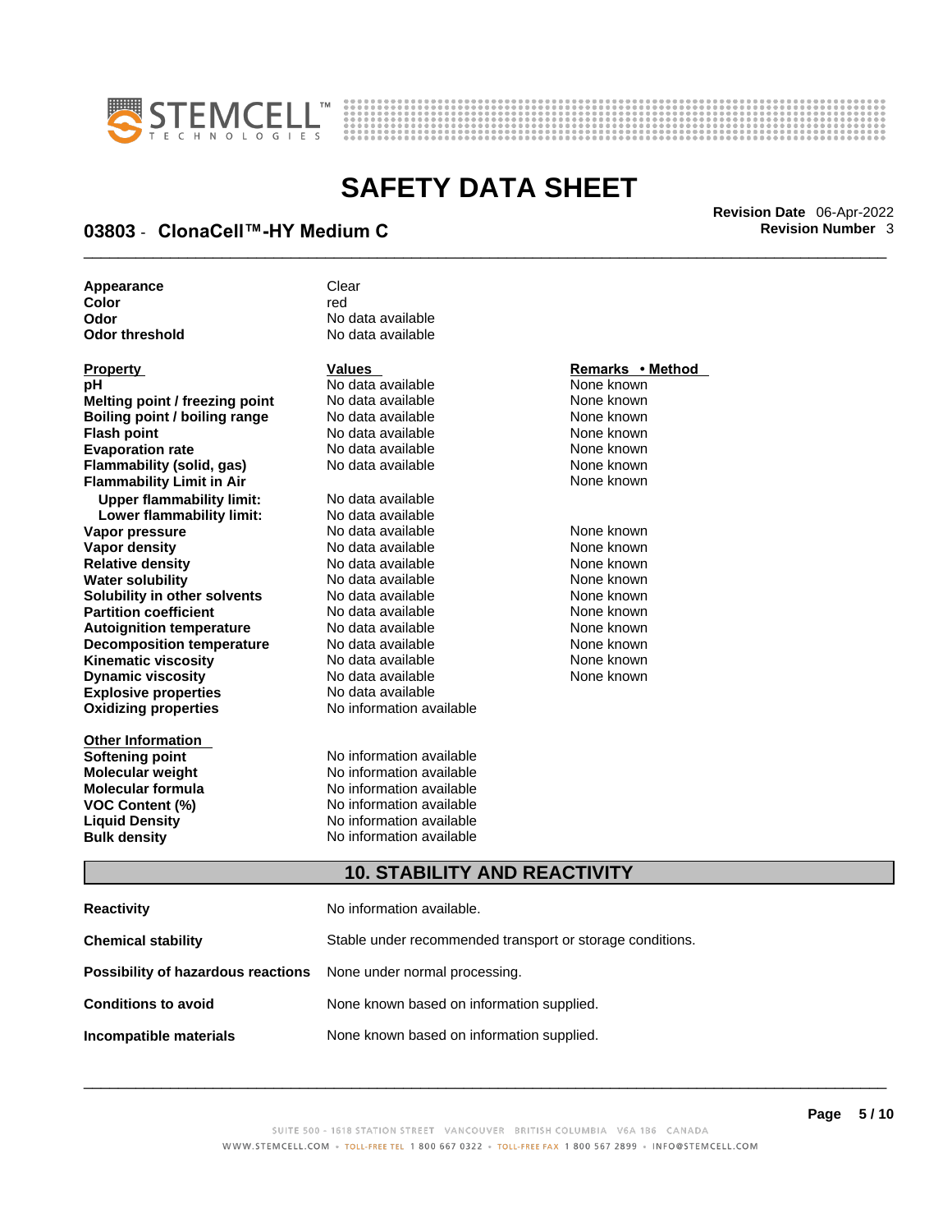| | |
|---|---|
| **Appearance** | Clear |
| **Color** | red |
| **Odor** | No data available |
| **Odor threshold** | No data available |

| **Property** | **Values** | **Remarks • Method** |
|---|---|---|
| **pH** | No data available | None known |
| **Melting point / freezing point** | No data available | None known |
| **Boiling point / boiling range** | No data available | None known |
| **Flash point** | No data available | None known |
| **Evaporation rate** | No data available | None known |
| **Flammability (solid, gas)** | No data available | None known |
| **Flammability Limit in Air** | | None known |
| **Upper flammability limit:** | No data available | |
| **Lower flammability limit:** | No data available | |
| **Vapor pressure** | No data available | None known |
| **Vapor density** | No data available | None known |
| **Relative density** | No data available | None known |
| **Water solubility** | No data available | None known |
| **Solubility in other solvents** | No data available | None known |
| **Partition coefficient** | No data available | None known |
| **Autoignition temperature** | No data available | None known |
| **Decomposition temperature** | No data available | None known |
| **Kinematic viscosity** | No data available | None known |
| **Dynamic viscosity** | No data available | None known |
| **Explosive properties** | No data available | |
| **Oxidizing properties** | No information available | |

| **Other Information** | |
|---|---|
| **Softening point** | No information available |
| **Molecular weight** | No information available |
| **Molecular formula** | No information available |
| **VOC Content (%)** | No information available |
| **Liquid Density** | No information available |
| **Bulk density** | No information available |

## 10. STABILITY AND REACTIVITY

| | |
|---|---|
| **Reactivity** | No information available. |
| **Chemical stability** | Stable under recommended transport or storage conditions. |
| **Possibility of hazardous reactions** | None under normal processing. |
| **Conditions to avoid** | None known based on information supplied. |
| **Incompatible materials** | None known based on information supplied. |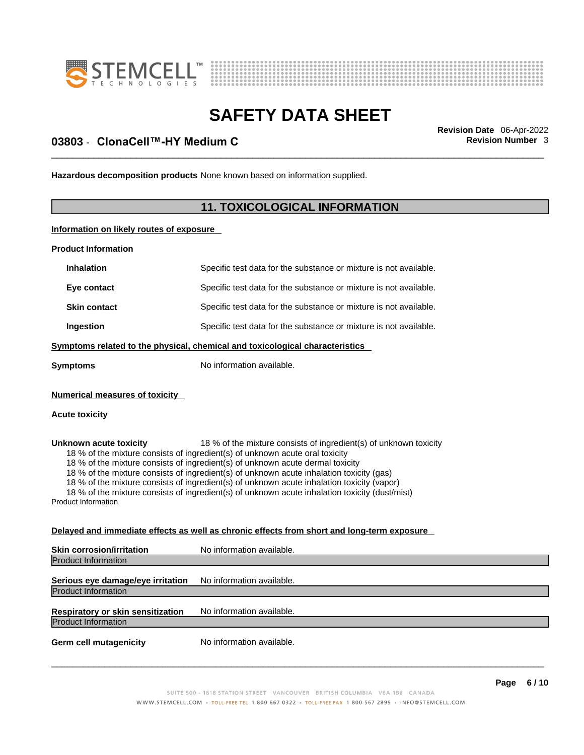**Hazardous decomposition products** None known based on information supplied.

## 11. TOXICOLOGICAL INFORMATION

**Information on likely routes of exposure**

**Product Information**

| | |
|---|---|
| **Inhalation** | Specific test data for the substance or mixture is not available. |
| **Eye contact** | Specific test data for the substance or mixture is not available. |
| **Skin contact** | Specific test data for the substance or mixture is not available. |
| **Ingestion** | Specific test data for the substance or mixture is not available. |

**Symptoms related to the physical, chemical and toxicological characteristics**

**Symptoms** No information available.

**Numerical measures of toxicity**

**Acute toxicity**

**Unknown acute toxicity** 18 % of the mixture consists of ingredient(s) of unknown toxicity

18 % of the mixture consists of ingredient(s) of unknown acute oral toxicity
18 % of the mixture consists of ingredient(s) of unknown acute dermal toxicity
18 % of the mixture consists of ingredient(s) of unknown acute inhalation toxicity (gas)
18 % of the mixture consists of ingredient(s) of unknown acute inhalation toxicity (vapor)
18 % of the mixture consists of ingredient(s) of unknown acute inhalation toxicity (dust/mist)

Product Information

**Delayed and immediate effects as well as chronic effects from short and long-term exposure**

**Skin corrosion/irritation** No information available.
Product Information

**Serious eye damage/eye irritation** No information available.
Product Information

**Respiratory or skin sensitization** No information available.
Product Information

**Germ cell mutagenicity** No information available.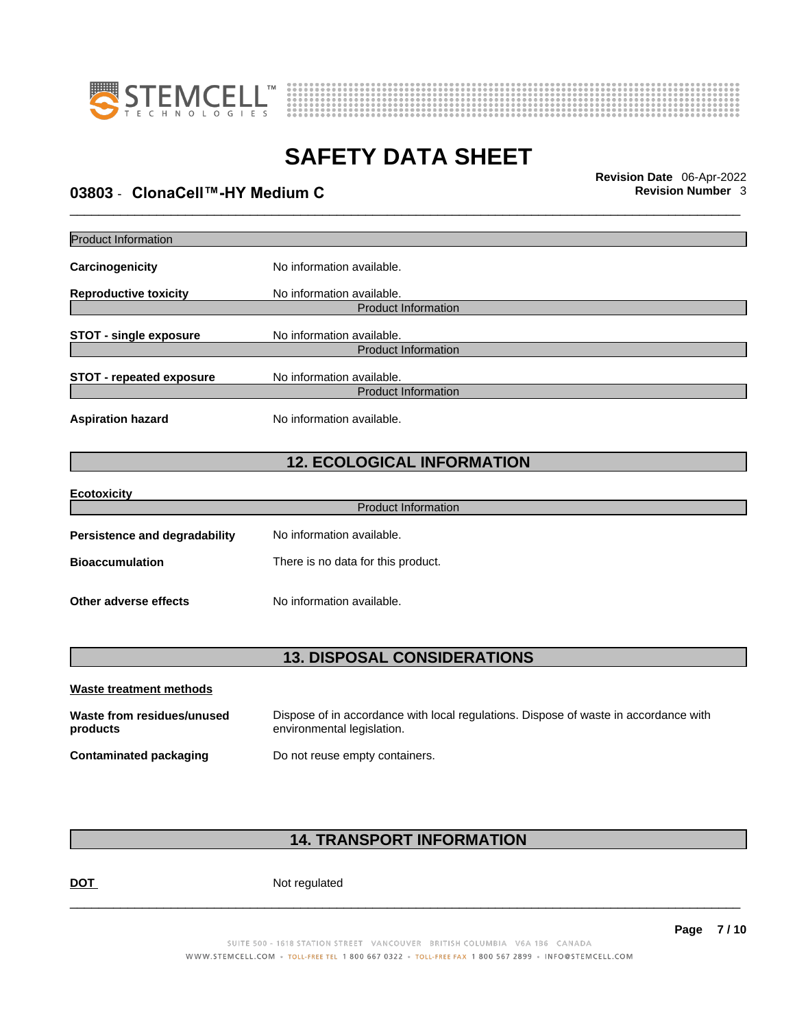Product Information

**Carcinogenicity** No information available.

**Reproductive toxicity** No information available.

Product Information

**STOT - single exposure** No information available.

Product Information

**STOT - repeated exposure** No information available.

Product Information

**Aspiration hazard** No information available.

## 12. ECOLOGICAL INFORMATION

**Ecotoxicity**

Product Information

**Persistence and degradability** No information available.

**Bioaccumulation** There is no data for this product.

**Other adverse effects** No information available.

## 13. DISPOSAL CONSIDERATIONS

**Waste treatment methods**

**Waste from residues/unused products** Dispose of in accordance with local regulations. Dispose of waste in accordance with environmental legislation.

**Contaminated packaging** Do not reuse empty containers.

## 14. TRANSPORT INFORMATION

**DOT** Not regulated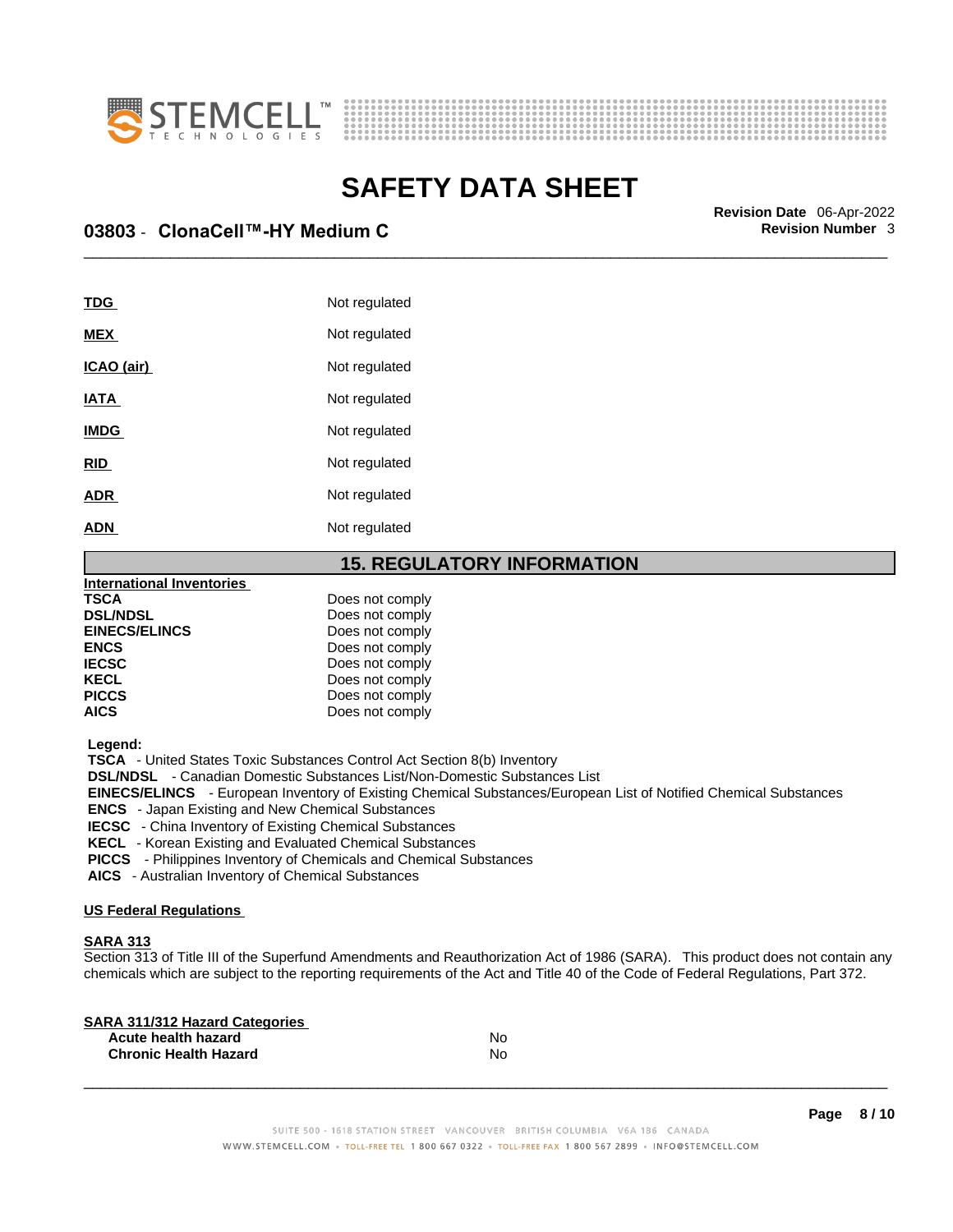| | |
|---|---|
| **TDG** | Not regulated |
| **MEX** | Not regulated |
| **ICAO (air)** | Not regulated |
| **IATA** | Not regulated |
| **IMDG** | Not regulated |
| **RID** | Not regulated |
| **ADR** | Not regulated |
| **ADN** | Not regulated |

## 15. REGULATORY INFORMATION

**International Inventories**

| | |
|---|---|
| **TSCA** | Does not comply |
| **DSL/NDSL** | Does not comply |
| **EINECS/ELINCS** | Does not comply |
| **ENCS** | Does not comply |
| **IECSC** | Does not comply |
| **KECL** | Does not comply |
| **PICCS** | Does not comply |
| **AICS** | Does not comply |

**Legend:**

**TSCA** - United States Toxic Substances Control Act Section 8(b) Inventory
**DSL/NDSL** - Canadian Domestic Substances List/Non-Domestic Substances List
**EINECS/ELINCS** - European Inventory of Existing Chemical Substances/European List of Notified Chemical Substances
**ENCS** - Japan Existing and New Chemical Substances
**IECSC** - China Inventory of Existing Chemical Substances
**KECL** - Korean Existing and Evaluated Chemical Substances
**PICCS** - Philippines Inventory of Chemicals and Chemical Substances
**AICS** - Australian Inventory of Chemical Substances

**US Federal Regulations**

**SARA 313**

Section 313 of Title III of the Superfund Amendments and Reauthorization Act of 1986 (SARA). This product does not contain any chemicals which are subject to the reporting requirements of the Act and Title 40 of the Code of Federal Regulations, Part 372.

**SARA 311/312 Hazard Categories**

| | |
|---|---|
| **Acute health hazard** | No |
| **Chronic Health Hazard** | No |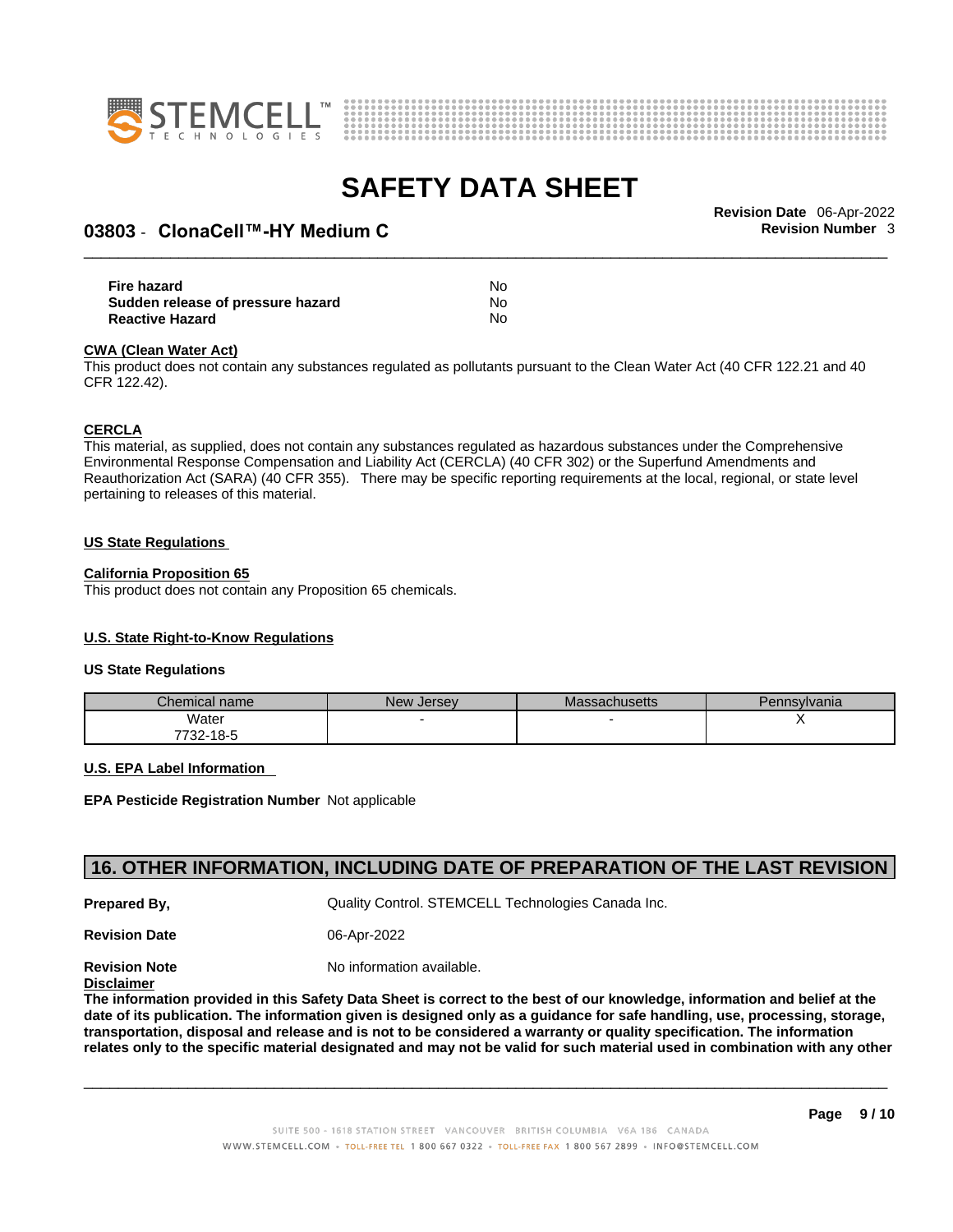| | |
|---|---|
| **Fire hazard** | No |
| **Sudden release of pressure hazard** | No |
| **Reactive Hazard** | No |

**CWA (Clean Water Act)**

This product does not contain any substances regulated as pollutants pursuant to the Clean Water Act (40 CFR 122.21 and 40 CFR 122.42).

**CERCLA**

This material, as supplied, does not contain any substances regulated as hazardous substances under the Comprehensive Environmental Response Compensation and Liability Act (CERCLA) (40 CFR 302) or the Superfund Amendments and Reauthorization Act (SARA) (40 CFR 355). There may be specific reporting requirements at the local, regional, or state level pertaining to releases of this material.

**US State Regulations**

**California Proposition 65**

This product does not contain any Proposition 65 chemicals.

**U.S. State Right-to-Know Regulations**

**US State Regulations**

| Chemical name | New Jersey | Massachusetts | Pennsylvania |
|---|---|---|---|
| Water 7732-18-5 | - | - | X |

**U.S. EPA Label Information**

**EPA Pesticide Registration Number** Not applicable

## 16. OTHER INFORMATION, INCLUDING DATE OF PREPARATION OF THE LAST REVISION

**Prepared By,** Quality Control. STEMCELL Technologies Canada Inc.

**Revision Date** 06-Apr-2022

**Revision Note** No information available.

**Disclaimer**

**The information provided in this Safety Data Sheet is correct to the best of our knowledge, information and belief at the date of its publication. The information given is designed only as a guidance for safe handling, use, processing, storage, transportation, disposal and release and is not to be considered a warranty or quality specification. The information relates only to the specific material designated and may not be valid for such material used in combination with any other**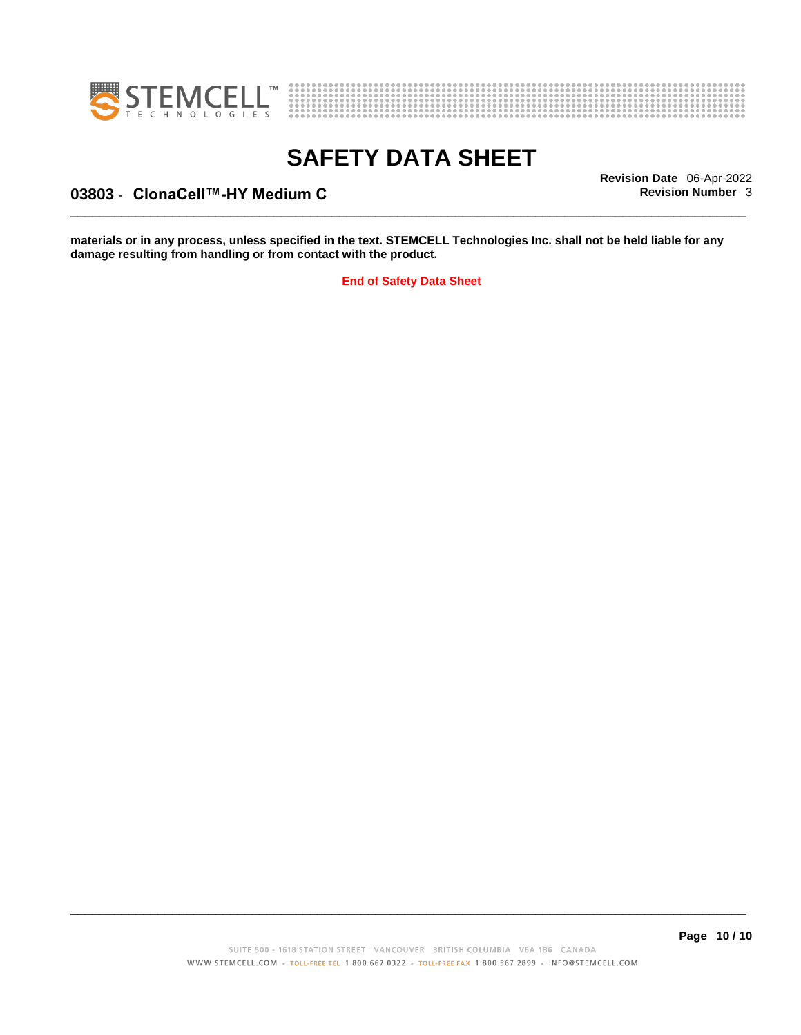**materials or in any process, unless specified in the text. STEMCELL Technologies Inc. shall not be held liable for any damage resulting from handling or from contact with the product.**

**End of Safety Data Sheet**